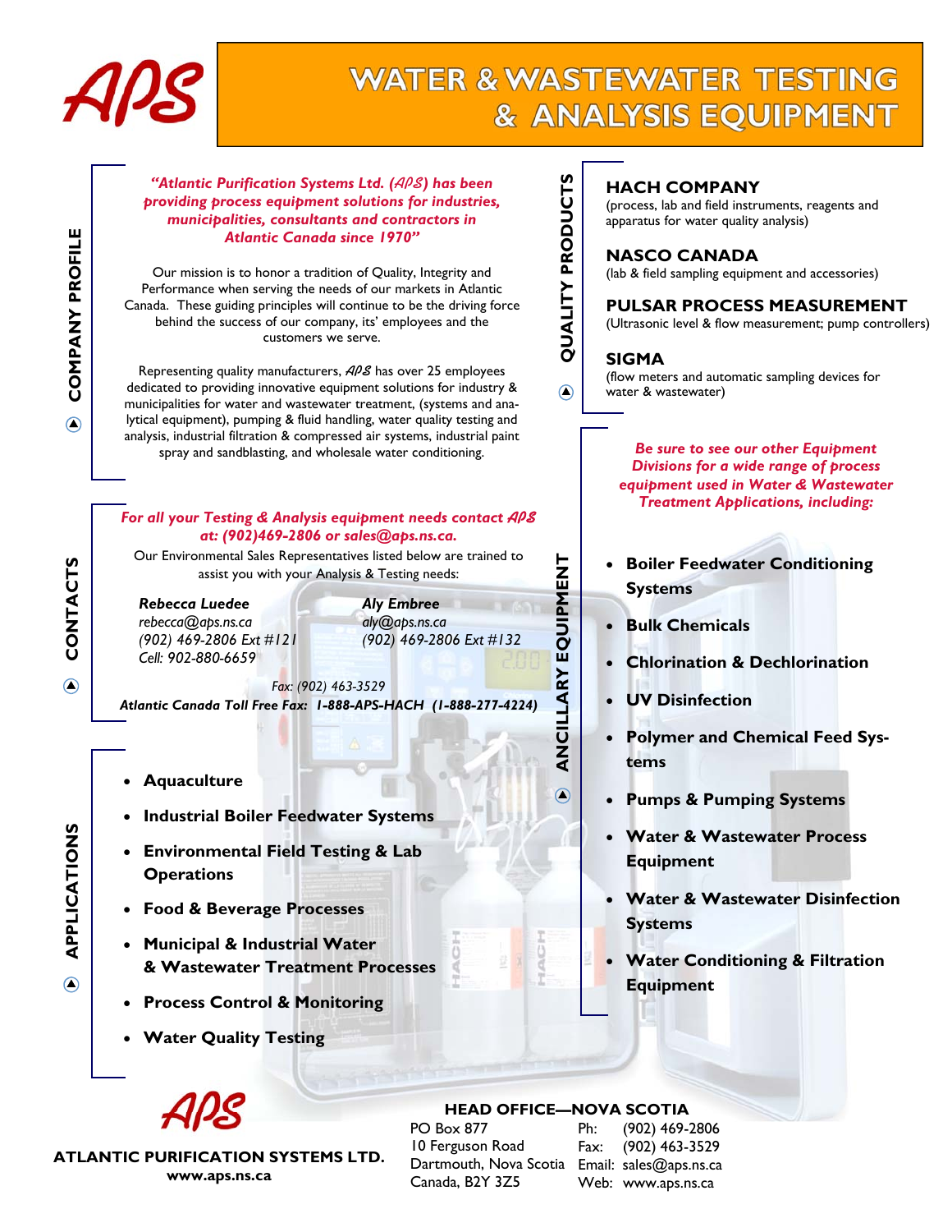# APS

# WATER & WASTEWATER TESTING & ANALYSIS EQUIPMENT

## COMPANY PROFILE

*"Atlantic Purification Systems Ltd. (APS) has been providing process equipment solutions for industries, municipalities, consultants and contractors in Atlantic Canada since 1970"*

Our mission is to honor a tradition of Quality, Integrity and Performance when serving the needs of our markets in Atlantic Canada. These guiding principles will continue to be the driving force behind the success of our company, its' employees and the customers we serve.

Representing quality manufacturers, APS has over 25 employees dedicated to providing innovative equipment solutions for industry & municipalities for water and wastewater treatment, (systems and analytical equipment), pumping & fluid handling, water quality testing and analysis, industrial filtration & compressed air systems, industrial paint spray and sandblasting, and wholesale water conditioning.

## CONTACTS

*For all your Testing & Analysis equipment needs contact APS at: (902)469-2806 or sales@aps.ns.ca.*

Our Environmental Sales Representatives listed below are trained to assist you with your Analysis & Testing needs:

***Rebecca Luedee***
*rebecca@aps.ns.ca*
*(902) 469-2806 Ext #121*
*Cell: 902-880-6659*

***Aly Embree***
*aly@aps.ns.ca*
*(902) 469-2806 Ext #132*

*Fax: (902) 463-3529*

***Atlantic Canada Toll Free Fax: 1-888-APS-HACH (1-888-277-4224)***

## APPLICATIONS

- **Aquaculture**
- **Industrial Boiler Feedwater Systems**
- **Environmental Field Testing & Lab Operations**
- **Food & Beverage Processes**
- **Municipal & Industrial Water & Wastewater Treatment Processes**
- **Process Control & Monitoring**
- **Water Quality Testing**

## QUALITY PRODUCTS

**HACH COMPANY**
(process, lab and field instruments, reagents and apparatus for water quality analysis)

**NASCO CANADA**
(lab & field sampling equipment and accessories)

**PULSAR PROCESS MEASUREMENT**
(Ultrasonic level & flow measurement; pump controllers)

**SIGMA**
(flow meters and automatic sampling devices for water & wastewater)

## ANCILLARY EQUIPMENT

*Be sure to see our other Equipment Divisions for a wide range of process equipment used in Water & Wastewater Treatment Applications, including:*

- **Boiler Feedwater Conditioning Systems**
- **Bulk Chemicals**
- **Chlorination & Dechlorination**
- **UV Disinfection**
- **Polymer and Chemical Feed Systems**
- **Pumps & Pumping Systems**
- **Water & Wastewater Process Equipment**
- **Water & Wastewater Disinfection Systems**
- **Water Conditioning & Filtration Equipment**

APS

**ATLANTIC PURIFICATION SYSTEMS LTD.**
**www.aps.ns.ca**

**HEAD OFFICE—NOVA SCOTIA**

PO Box 877
10 Ferguson Road
Dartmouth, Nova Scotia
Canada, B2Y 3Z5

Ph: (902) 469-2806
Fax: (902) 463-3529
Email: sales@aps.ns.ca
Web: www.aps.ns.ca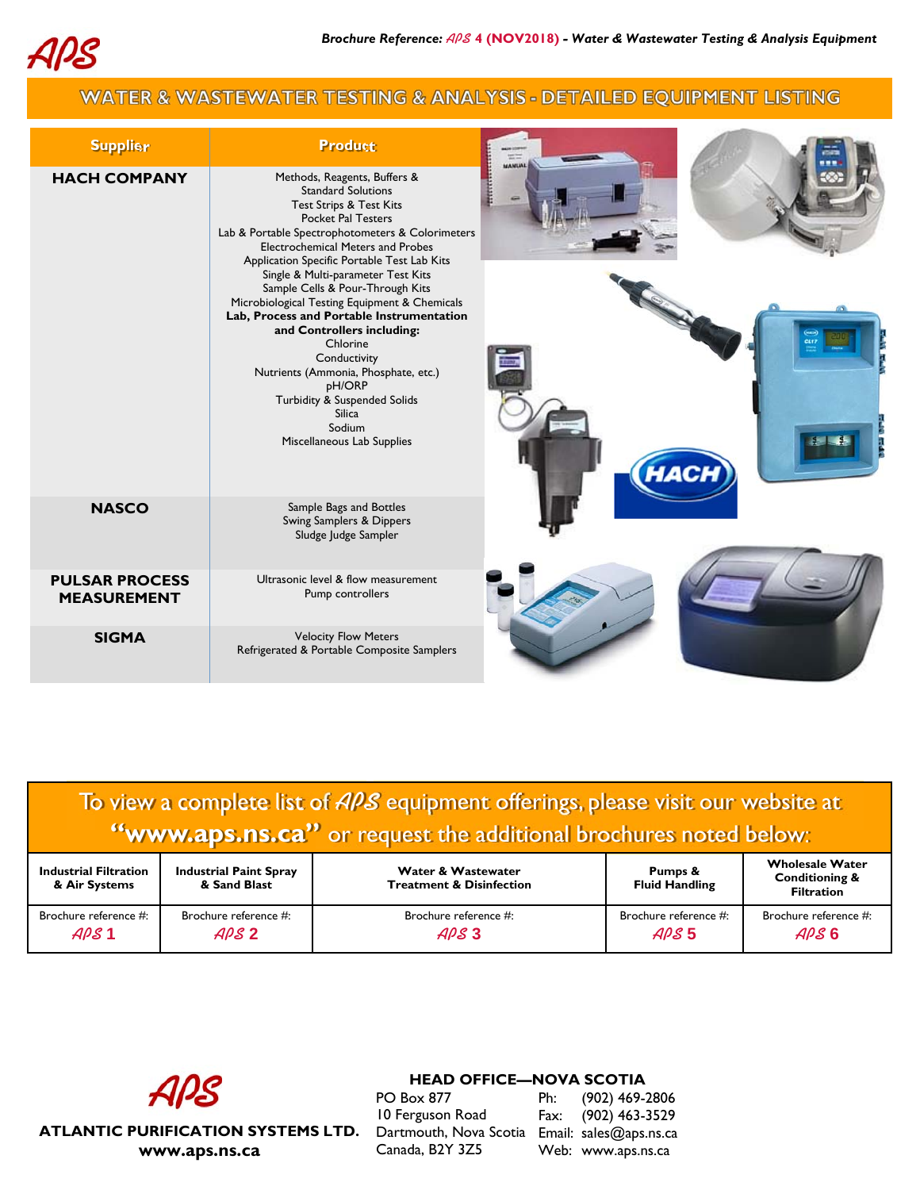# WATER & WASTEWATER TESTING & ANALYSIS - DETAILED EQUIPMENT LISTING

| Supplier | Product |
|---|---|
| **HACH COMPANY** | Methods, Reagents, Buffers & Standard Solutions<br>Test Strips & Test Kits<br>Pocket Pal Testers<br>Lab & Portable Spectrophotometers & Colorimeters<br>Electrochemical Meters and Probes<br>Application Specific Portable Test Lab Kits<br>Single & Multi-parameter Test Kits<br>Sample Cells & Pour-Through Kits<br>Microbiological Testing Equipment & Chemicals<br>**Lab, Process and Portable Instrumentation and Controllers including:**<br>Chlorine<br>Conductivity<br>Nutrients (Ammonia, Phosphate, etc.)<br>pH/ORP<br>Turbidity & Suspended Solids<br>Silica<br>Sodium<br>Miscellaneous Lab Supplies |
| **NASCO** | Sample Bags and Bottles<br>Swing Samplers & Dippers<br>Sludge Judge Sampler |
| **PULSAR PROCESS MEASUREMENT** | Ultrasonic level & flow measurement<br>Pump controllers |
| **SIGMA** | Velocity Flow Meters<br>Refrigerated & Portable Composite Samplers |

## To view a complete list of *APS* equipment offerings, please visit our website at "www.aps.ns.ca" or request the additional brochures noted below:

| Industrial Filtration & Air Systems | Industrial Paint Spray & Sand Blast | Water & Wastewater Treatment & Disinfection | Pumps & Fluid Handling | Wholesale Water Conditioning & Filtration |
|---|---|---|---|---|
| Brochure reference #: *APS* 1 | Brochure reference #: *APS* 2 | Brochure reference #: *APS* 3 | Brochure reference #: *APS* 5 | Brochure reference #: *APS* 6 |

**ATLANTIC PURIFICATION SYSTEMS LTD.**
**www.aps.ns.ca**

**HEAD OFFICE—NOVA SCOTIA**

PO Box 877
10 Ferguson Road
Dartmouth, Nova Scotia
Canada, B2Y 3Z5

Ph: (902) 469-2806
Fax: (902) 463-3529
Email: sales@aps.ns.ca
Web: www.aps.ns.ca